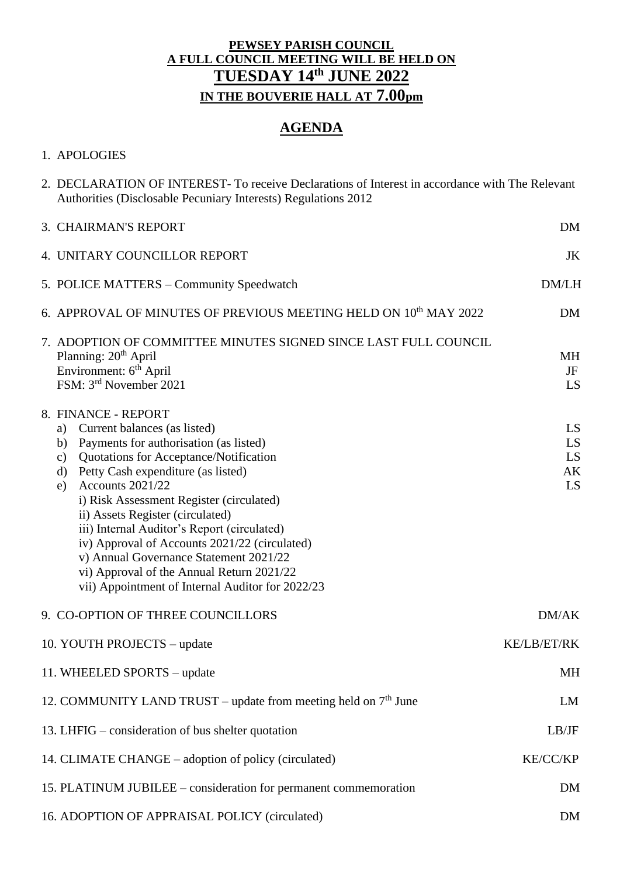**PEWSEY PARISH COUNCIL**
**A FULL COUNCIL MEETING WILL BE HELD ON**
**TUESDAY 14th JUNE 2022**
**IN THE BOUVERIE HALL AT 7.00pm**

# AGENDA

1. APOLOGIES

2. DECLARATION OF INTEREST- To receive Declarations of Interest in accordance with The Relevant Authorities (Disclosable Pecuniary Interests) Regulations 2012

3. CHAIRMAN'S REPORT — DM

4. UNITARY COUNCILLOR REPORT — JK

5. POLICE MATTERS – Community Speedwatch — DM/LH

6. APPROVAL OF MINUTES OF PREVIOUS MEETING HELD ON 10th MAY 2022 — DM

7. ADOPTION OF COMMITTEE MINUTES SIGNED SINCE LAST FULL COUNCIL
   - Planning: 20th April — MH
   - Environment: 6th April — JF
   - FSM: 3rd November 2021 — LS

8. FINANCE - REPORT
   a) Current balances (as listed) — LS
   b) Payments for authorisation (as listed) — LS
   c) Quotations for Acceptance/Notification — LS
   d) Petty Cash expenditure (as listed) — AK
   e) Accounts 2021/22 — LS
      i) Risk Assessment Register (circulated)
      ii) Assets Register (circulated)
      iii) Internal Auditor's Report (circulated)
      iv) Approval of Accounts 2021/22 (circulated)
      v) Annual Governance Statement 2021/22
      vi) Approval of the Annual Return 2021/22
      vii) Appointment of Internal Auditor for 2022/23

9. CO-OPTION OF THREE COUNCILLORS — DM/AK

10. YOUTH PROJECTS – update — KE/LB/ET/RK

11. WHEELED SPORTS – update — MH

12. COMMUNITY LAND TRUST – update from meeting held on 7th June — LM

13. LHFIG – consideration of bus shelter quotation — LB/JF

14. CLIMATE CHANGE – adoption of policy (circulated) — KE/CC/KP

15. PLATINUM JUBILEE – consideration for permanent commemoration — DM

16. ADOPTION OF APPRAISAL POLICY (circulated) — DM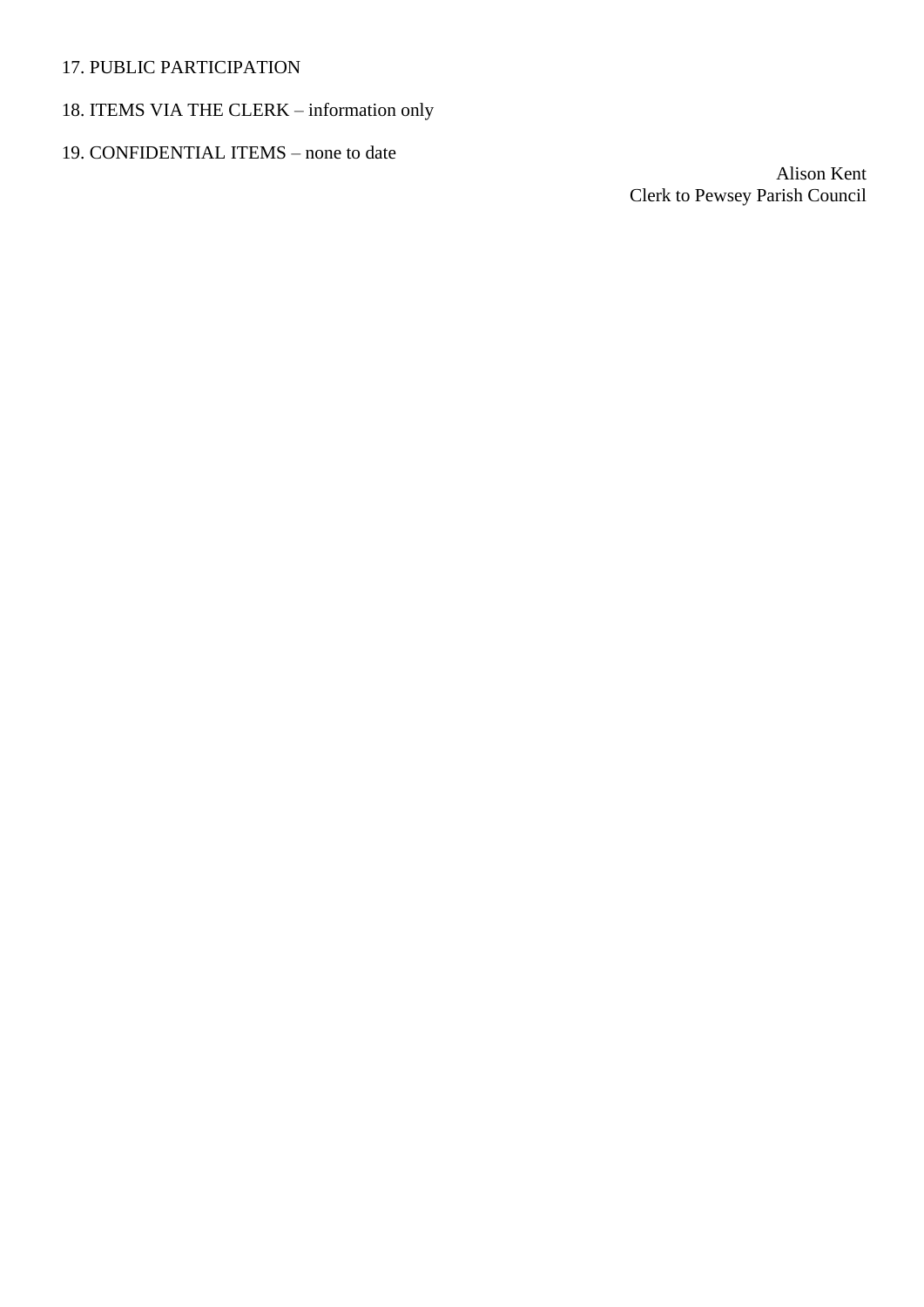17. PUBLIC PARTICIPATION

18. ITEMS VIA THE CLERK – information only

19. CONFIDENTIAL ITEMS – none to date

Alison Kent
Clerk to Pewsey Parish Council